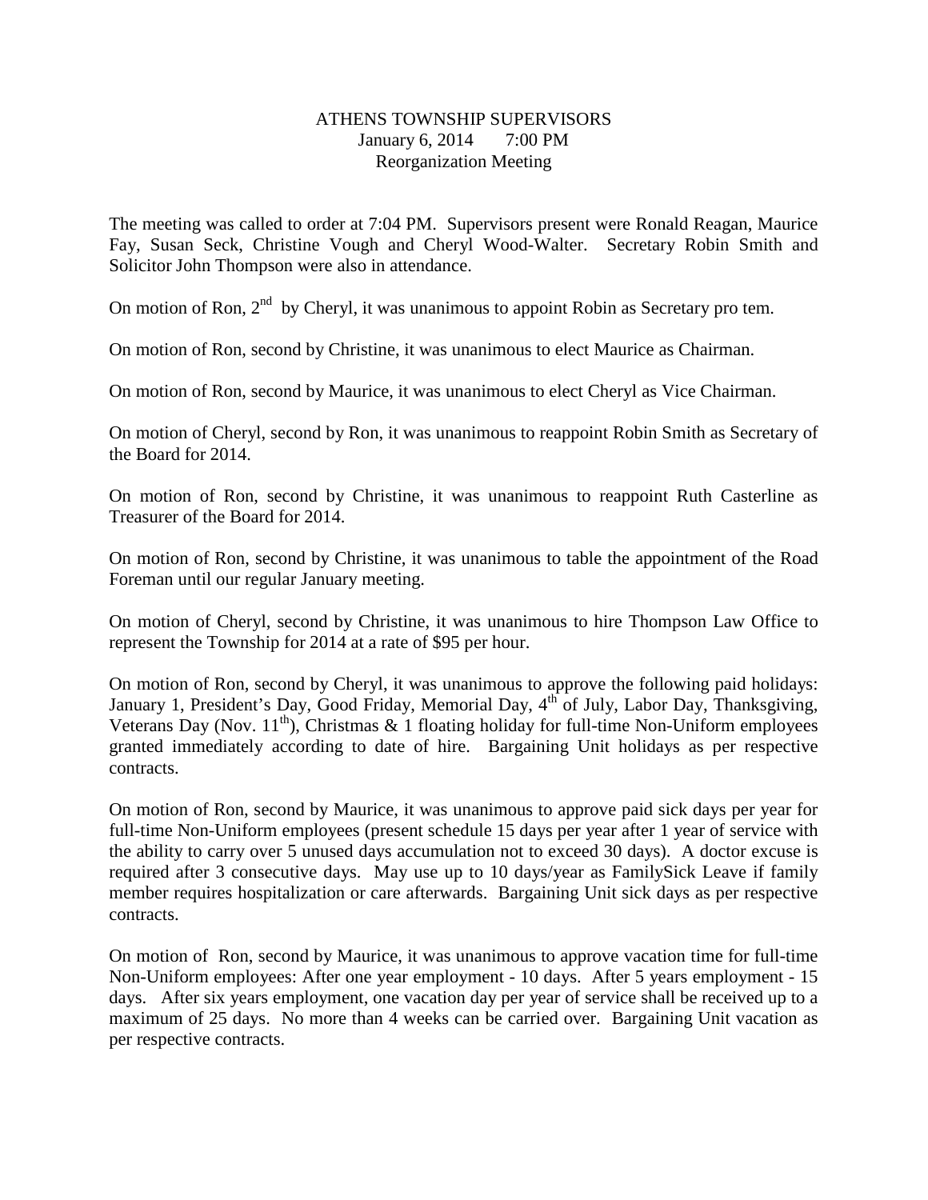# ATHENS TOWNSHIP SUPERVISORS
January 6, 2014 7:00 PM
Reorganization Meeting

The meeting was called to order at 7:04 PM. Supervisors present were Ronald Reagan, Maurice Fay, Susan Seck, Christine Vough and Cheryl Wood-Walter. Secretary Robin Smith and Solicitor John Thompson were also in attendance.

On motion of Ron, 2nd by Cheryl, it was unanimous to appoint Robin as Secretary pro tem.

On motion of Ron, second by Christine, it was unanimous to elect Maurice as Chairman.

On motion of Ron, second by Maurice, it was unanimous to elect Cheryl as Vice Chairman.

On motion of Cheryl, second by Ron, it was unanimous to reappoint Robin Smith as Secretary of the Board for 2014.

On motion of Ron, second by Christine, it was unanimous to reappoint Ruth Casterline as Treasurer of the Board for 2014.

On motion of Ron, second by Christine, it was unanimous to table the appointment of the Road Foreman until our regular January meeting.

On motion of Cheryl, second by Christine, it was unanimous to hire Thompson Law Office to represent the Township for 2014 at a rate of $95 per hour.

On motion of Ron, second by Cheryl, it was unanimous to approve the following paid holidays: January 1, President's Day, Good Friday, Memorial Day, 4th of July, Labor Day, Thanksgiving, Veterans Day (Nov. 11th), Christmas & 1 floating holiday for full-time Non-Uniform employees granted immediately according to date of hire. Bargaining Unit holidays as per respective contracts.

On motion of Ron, second by Maurice, it was unanimous to approve paid sick days per year for full-time Non-Uniform employees (present schedule 15 days per year after 1 year of service with the ability to carry over 5 unused days accumulation not to exceed 30 days). A doctor excuse is required after 3 consecutive days. May use up to 10 days/year as FamilySick Leave if family member requires hospitalization or care afterwards. Bargaining Unit sick days as per respective contracts.

On motion of Ron, second by Maurice, it was unanimous to approve vacation time for full-time Non-Uniform employees: After one year employment - 10 days. After 5 years employment - 15 days. After six years employment, one vacation day per year of service shall be received up to a maximum of 25 days. No more than 4 weeks can be carried over. Bargaining Unit vacation as per respective contracts.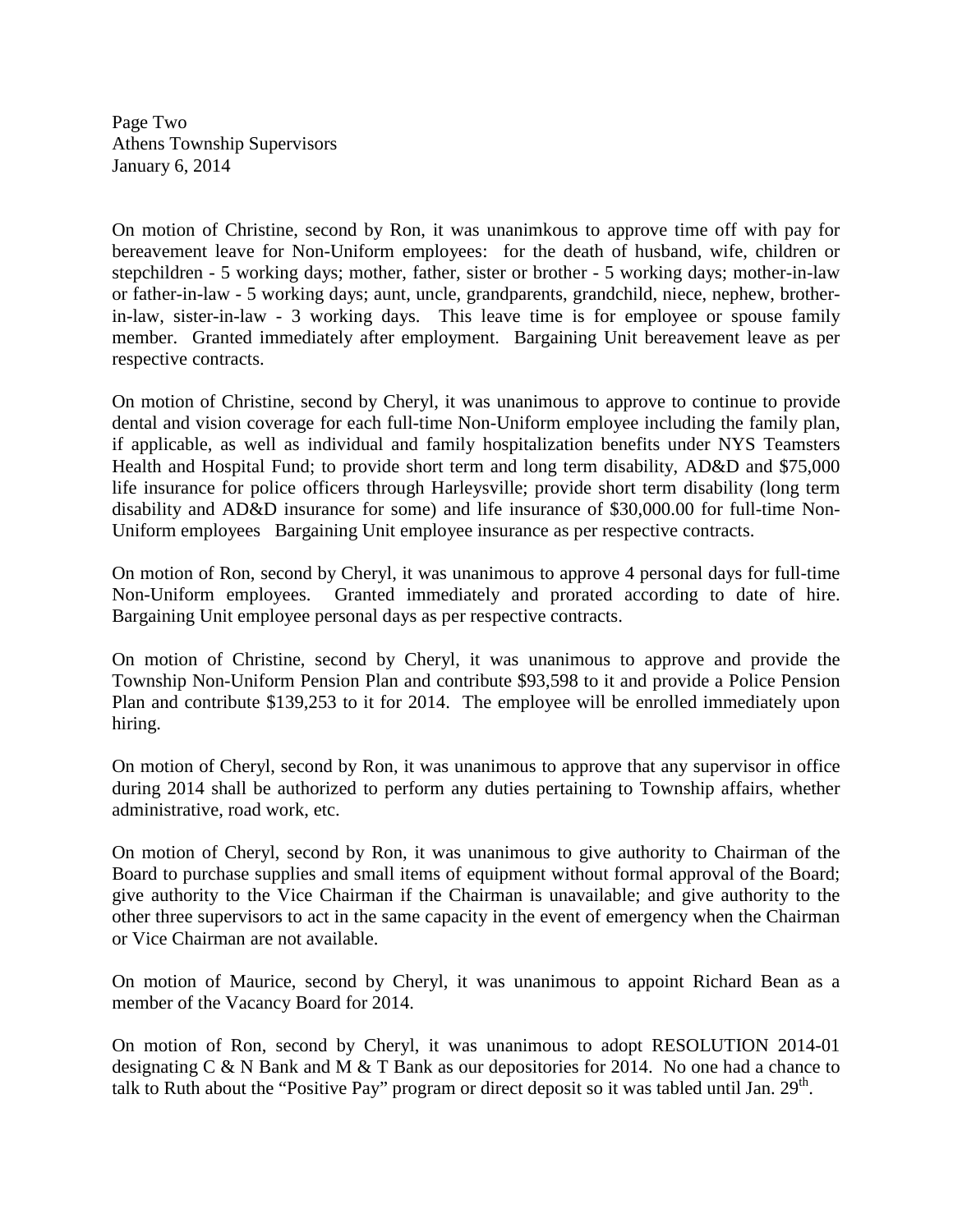On motion of Christine, second by Ron, it was unanimkous to approve time off with pay for bereavement leave for Non-Uniform employees: for the death of husband, wife, children or stepchildren - 5 working days; mother, father, sister or brother - 5 working days; mother-in-law or father-in-law - 5 working days; aunt, uncle, grandparents, grandchild, niece, nephew, brother-in-law, sister-in-law - 3 working days. This leave time is for employee or spouse family member. Granted immediately after employment. Bargaining Unit bereavement leave as per respective contracts.

On motion of Christine, second by Cheryl, it was unanimous to approve to continue to provide dental and vision coverage for each full-time Non-Uniform employee including the family plan, if applicable, as well as individual and family hospitalization benefits under NYS Teamsters Health and Hospital Fund; to provide short term and long term disability, AD&D and $75,000 life insurance for police officers through Harleysville; provide short term disability (long term disability and AD&D insurance for some) and life insurance of $30,000.00 for full-time Non-Uniform employees Bargaining Unit employee insurance as per respective contracts.

On motion of Ron, second by Cheryl, it was unanimous to approve 4 personal days for full-time Non-Uniform employees. Granted immediately and prorated according to date of hire. Bargaining Unit employee personal days as per respective contracts.

On motion of Christine, second by Cheryl, it was unanimous to approve and provide the Township Non-Uniform Pension Plan and contribute $93,598 to it and provide a Police Pension Plan and contribute $139,253 to it for 2014. The employee will be enrolled immediately upon hiring.

On motion of Cheryl, second by Ron, it was unanimous to approve that any supervisor in office during 2014 shall be authorized to perform any duties pertaining to Township affairs, whether administrative, road work, etc.

On motion of Cheryl, second by Ron, it was unanimous to give authority to Chairman of the Board to purchase supplies and small items of equipment without formal approval of the Board; give authority to the Vice Chairman if the Chairman is unavailable; and give authority to the other three supervisors to act in the same capacity in the event of emergency when the Chairman or Vice Chairman are not available.

On motion of Maurice, second by Cheryl, it was unanimous to appoint Richard Bean as a member of the Vacancy Board for 2014.

On motion of Ron, second by Cheryl, it was unanimous to adopt RESOLUTION 2014-01 designating C & N Bank and M & T Bank as our depositories for 2014. No one had a chance to talk to Ruth about the "Positive Pay" program or direct deposit so it was tabled until Jan. 29th.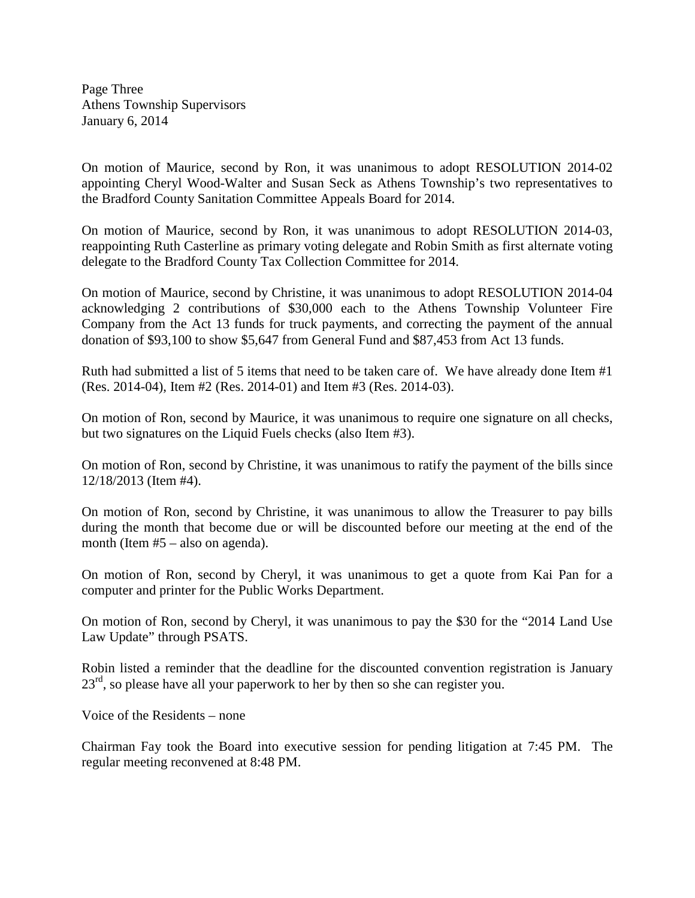On motion of Maurice, second by Ron, it was unanimous to adopt RESOLUTION 2014-02 appointing Cheryl Wood-Walter and Susan Seck as Athens Township's two representatives to the Bradford County Sanitation Committee Appeals Board for 2014.

On motion of Maurice, second by Ron, it was unanimous to adopt RESOLUTION 2014-03, reappointing Ruth Casterline as primary voting delegate and Robin Smith as first alternate voting delegate to the Bradford County Tax Collection Committee for 2014.

On motion of Maurice, second by Christine, it was unanimous to adopt RESOLUTION 2014-04 acknowledging 2 contributions of $30,000 each to the Athens Township Volunteer Fire Company from the Act 13 funds for truck payments, and correcting the payment of the annual donation of $93,100 to show $5,647 from General Fund and $87,453 from Act 13 funds.

Ruth had submitted a list of 5 items that need to be taken care of. We have already done Item #1 (Res. 2014-04), Item #2 (Res. 2014-01) and Item #3 (Res. 2014-03).

On motion of Ron, second by Maurice, it was unanimous to require one signature on all checks, but two signatures on the Liquid Fuels checks (also Item #3).

On motion of Ron, second by Christine, it was unanimous to ratify the payment of the bills since 12/18/2013 (Item #4).

On motion of Ron, second by Christine, it was unanimous to allow the Treasurer to pay bills during the month that become due or will be discounted before our meeting at the end of the month (Item #5 – also on agenda).

On motion of Ron, second by Cheryl, it was unanimous to get a quote from Kai Pan for a computer and printer for the Public Works Department.

On motion of Ron, second by Cheryl, it was unanimous to pay the $30 for the "2014 Land Use Law Update" through PSATS.

Robin listed a reminder that the deadline for the discounted convention registration is January 23rd, so please have all your paperwork to her by then so she can register you.

Voice of the Residents – none

Chairman Fay took the Board into executive session for pending litigation at 7:45 PM. The regular meeting reconvened at 8:48 PM.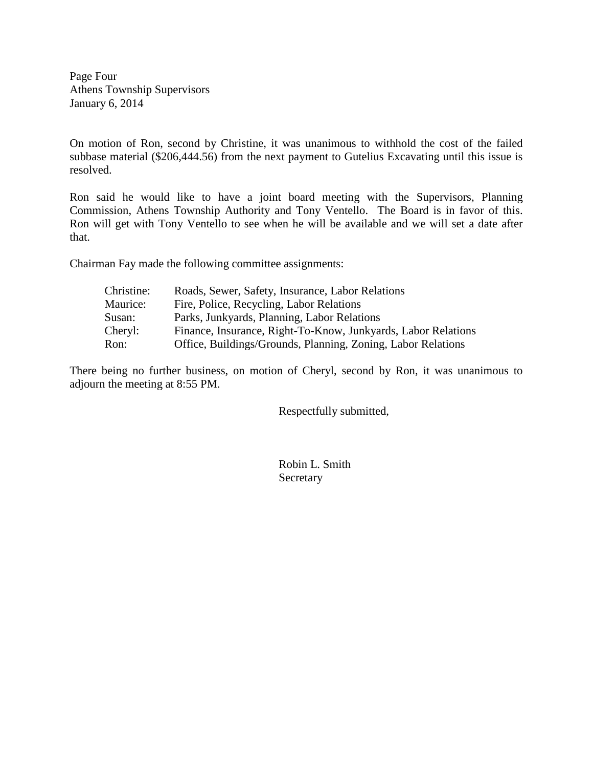On motion of Ron, second by Christine, it was unanimous to withhold the cost of the failed subbase material ($206,444.56) from the next payment to Gutelius Excavating until this issue is resolved.

Ron said he would like to have a joint board meeting with the Supervisors, Planning Commission, Athens Township Authority and Tony Ventello. The Board is in favor of this. Ron will get with Tony Ventello to see when he will be available and we will set a date after that.

Chairman Fay made the following committee assignments:

| | |
|---|---|
| Christine: | Roads, Sewer, Safety, Insurance, Labor Relations |
| Maurice: | Fire, Police, Recycling, Labor Relations |
| Susan: | Parks, Junkyards, Planning, Labor Relations |
| Cheryl: | Finance, Insurance, Right-To-Know, Junkyards, Labor Relations |
| Ron: | Office, Buildings/Grounds, Planning, Zoning, Labor Relations |

There being no further business, on motion of Cheryl, second by Ron, it was unanimous to adjourn the meeting at 8:55 PM.

Respectfully submitted,

Robin L. Smith
Secretary